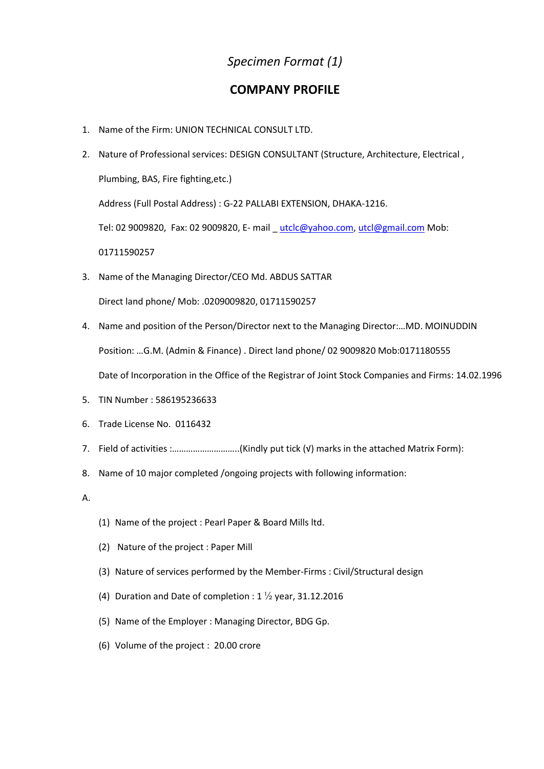*Specimen Format (1)*

## COMPANY PROFILE

1. Name of the Firm: UNION TECHNICAL CONSULT LTD.
2. Nature of Professional services: DESIGN CONSULTANT (Structure, Architecture, Electrical , Plumbing, BAS, Fire fighting,etc.)

   Address (Full Postal Address) : G-22 PALLABI EXTENSION, DHAKA-1216.

   Tel: 02 9009820, Fax: 02 9009820, E- mail _ utclc@yahoo.com, utcl@gmail.com Mob: 01711590257
3. Name of the Managing Director/CEO Md. ABDUS SATTAR

   Direct land phone/ Mob: .0209009820, 01711590257
4. Name and position of the Person/Director next to the Managing Director:…MD. MOINUDDIN

   Position: …G.M. (Admin & Finance) . Direct land phone/ 02 9009820 Mob:0171180555

   Date of Incorporation in the Office of the Registrar of Joint Stock Companies and Firms: 14.02.1996
5. TIN Number : 586195236633
6. Trade License No. 0116432
7. Field of activities :………………………..(Kindly put tick (√) marks in the attached Matrix Form):
8. Name of 10 major completed /ongoing projects with following information:

A.

(1) Name of the project : Pearl Paper & Board Mills ltd.

(2) Nature of the project : Paper Mill

(3) Nature of services performed by the Member-Firms : Civil/Structural design

(4) Duration and Date of completion : 1 ½ year, 31.12.2016

(5) Name of the Employer : Managing Director, BDG Gp.

(6) Volume of the project : 20.00 crore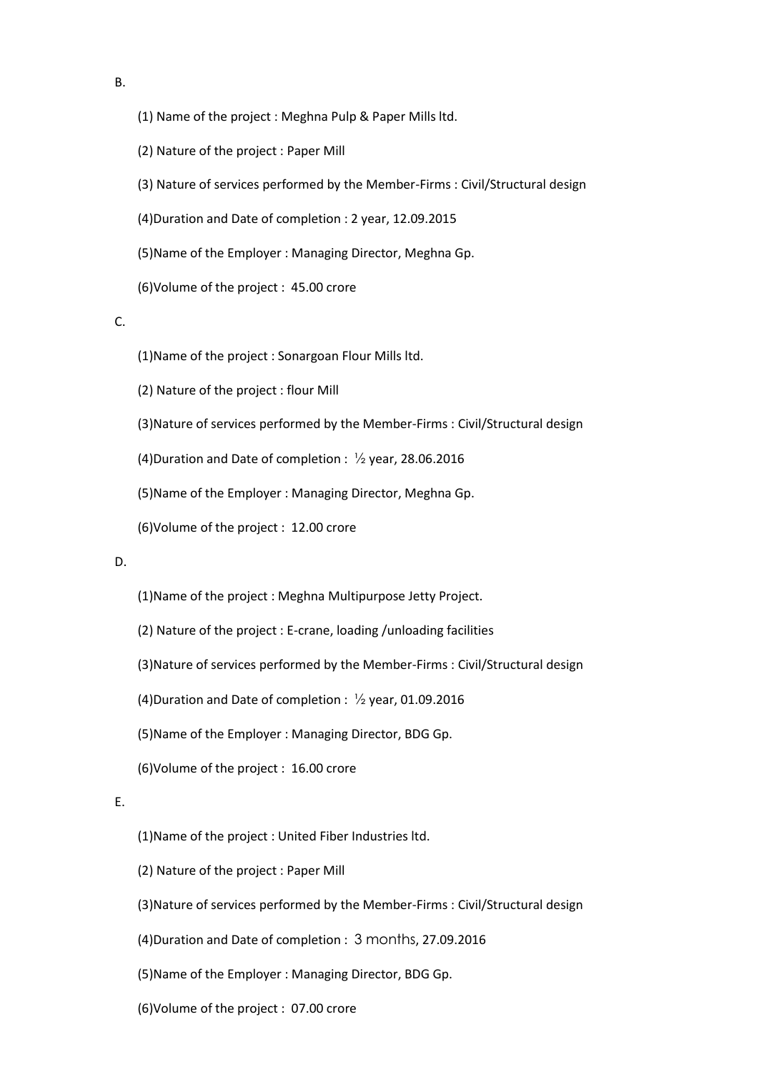B.

(1) Name of the project : Meghna Pulp & Paper Mills ltd.

(2) Nature of the project : Paper Mill

(3) Nature of services performed by the Member-Firms : Civil/Structural design

(4)Duration and Date of completion : 2 year, 12.09.2015

(5)Name of the Employer : Managing Director, Meghna Gp.

(6)Volume of the project : 45.00 crore

C.

(1)Name of the project : Sonargoan Flour Mills ltd.

(2) Nature of the project : flour Mill

(3)Nature of services performed by the Member-Firms : Civil/Structural design

(4)Duration and Date of completion : ½ year, 28.06.2016

(5)Name of the Employer : Managing Director, Meghna Gp.

(6)Volume of the project : 12.00 crore

D.

(1)Name of the project : Meghna Multipurpose Jetty Project.

(2) Nature of the project : E-crane, loading /unloading facilities

(3)Nature of services performed by the Member-Firms : Civil/Structural design

(4)Duration and Date of completion : ½ year, 01.09.2016

(5)Name of the Employer : Managing Director, BDG Gp.

(6)Volume of the project : 16.00 crore

E.

(1)Name of the project : United Fiber Industries ltd.

(2) Nature of the project : Paper Mill

(3)Nature of services performed by the Member-Firms : Civil/Structural design

(4)Duration and Date of completion : 3 months, 27.09.2016

(5)Name of the Employer : Managing Director, BDG Gp.

(6)Volume of the project : 07.00 crore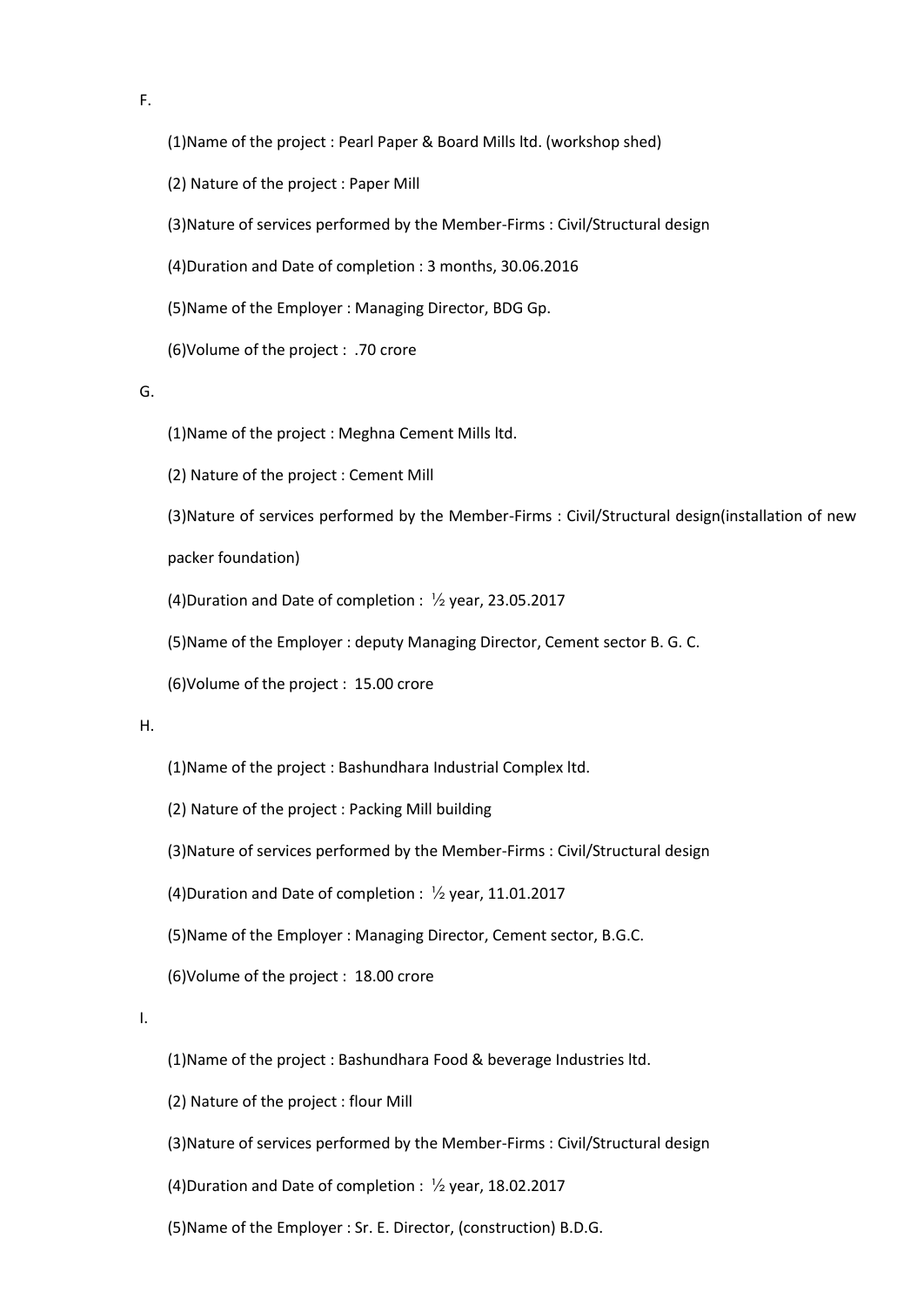F.

(1)Name of the project : Pearl Paper & Board Mills ltd. (workshop shed)

(2) Nature of the project : Paper Mill

(3)Nature of services performed by the Member-Firms : Civil/Structural design

(4)Duration and Date of completion : 3 months, 30.06.2016

(5)Name of the Employer : Managing Director, BDG Gp.

(6)Volume of the project : .70 crore

G.

(1)Name of the project : Meghna Cement Mills ltd.

(2) Nature of the project : Cement Mill

(3)Nature of services performed by the Member-Firms : Civil/Structural design(installation of new packer foundation)

(4)Duration and Date of completion : ½ year, 23.05.2017

(5)Name of the Employer : deputy Managing Director, Cement sector B. G. C.

(6)Volume of the project : 15.00 crore

H.

(1)Name of the project : Bashundhara Industrial Complex ltd.

(2) Nature of the project : Packing Mill building

(3)Nature of services performed by the Member-Firms : Civil/Structural design

(4)Duration and Date of completion : ½ year, 11.01.2017

(5)Name of the Employer : Managing Director, Cement sector, B.G.C.

(6)Volume of the project : 18.00 crore

I.

(1)Name of the project : Bashundhara Food & beverage Industries ltd.

(2) Nature of the project : flour Mill

(3)Nature of services performed by the Member-Firms : Civil/Structural design

(4)Duration and Date of completion : ½ year, 18.02.2017

(5)Name of the Employer : Sr. E. Director, (construction) B.D.G.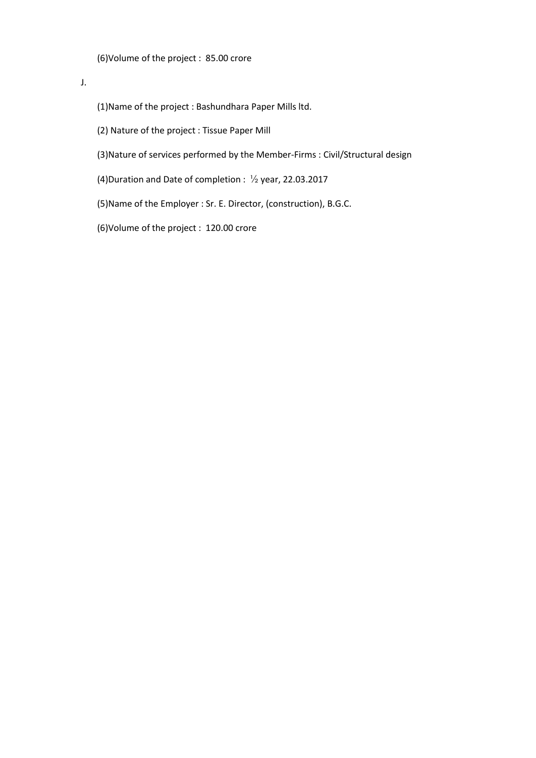(6)Volume of the project : 85.00 crore

J.

(1)Name of the project : Bashundhara Paper Mills ltd.

(2) Nature of the project : Tissue Paper Mill

(3)Nature of services performed by the Member-Firms : Civil/Structural design

(4)Duration and Date of completion : ½ year, 22.03.2017

(5)Name of the Employer : Sr. E. Director, (construction), B.G.C.

(6)Volume of the project : 120.00 crore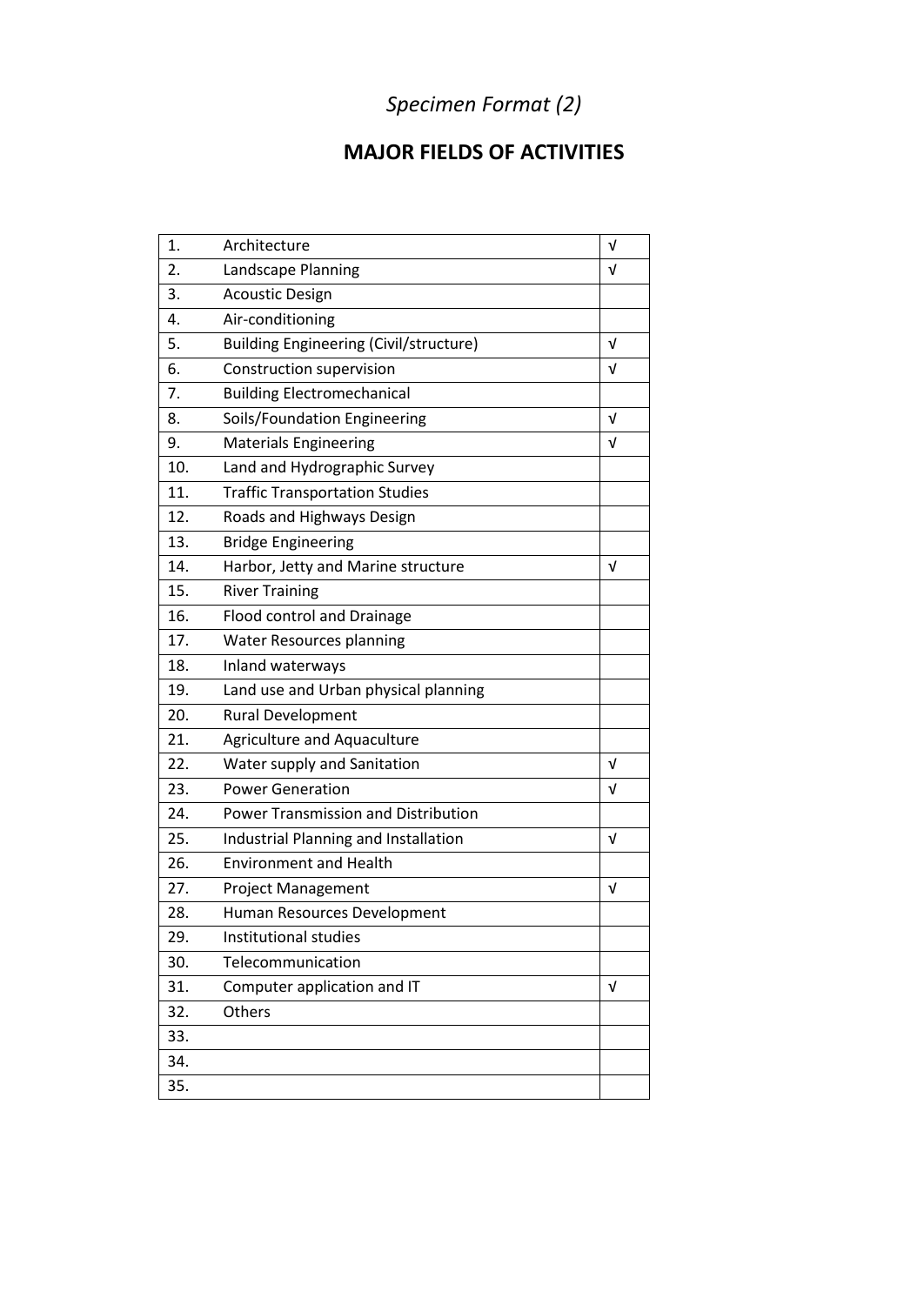*Specimen Format (2)*

## MAJOR FIELDS OF ACTIVITIES

| | | |
|---|---|---|
| 1. | Architecture | √ |
| 2. | Landscape Planning | √ |
| 3. | Acoustic Design | |
| 4. | Air-conditioning | |
| 5. | Building Engineering (Civil/structure) | √ |
| 6. | Construction supervision | √ |
| 7. | Building Electromechanical | |
| 8. | Soils/Foundation Engineering | √ |
| 9. | Materials Engineering | √ |
| 10. | Land and Hydrographic Survey | |
| 11. | Traffic Transportation Studies | |
| 12. | Roads and Highways Design | |
| 13. | Bridge Engineering | |
| 14. | Harbor, Jetty and Marine structure | √ |
| 15. | River Training | |
| 16. | Flood control and Drainage | |
| 17. | Water Resources planning | |
| 18. | Inland waterways | |
| 19. | Land use and Urban physical planning | |
| 20. | Rural Development | |
| 21. | Agriculture and Aquaculture | |
| 22. | Water supply and Sanitation | √ |
| 23. | Power Generation | √ |
| 24. | Power Transmission and Distribution | |
| 25. | Industrial Planning and Installation | √ |
| 26. | Environment and Health | |
| 27. | Project Management | √ |
| 28. | Human Resources Development | |
| 29. | Institutional studies | |
| 30. | Telecommunication | |
| 31. | Computer application and IT | √ |
| 32. | Others | |
| 33. | | |
| 34. | | |
| 35. | | |